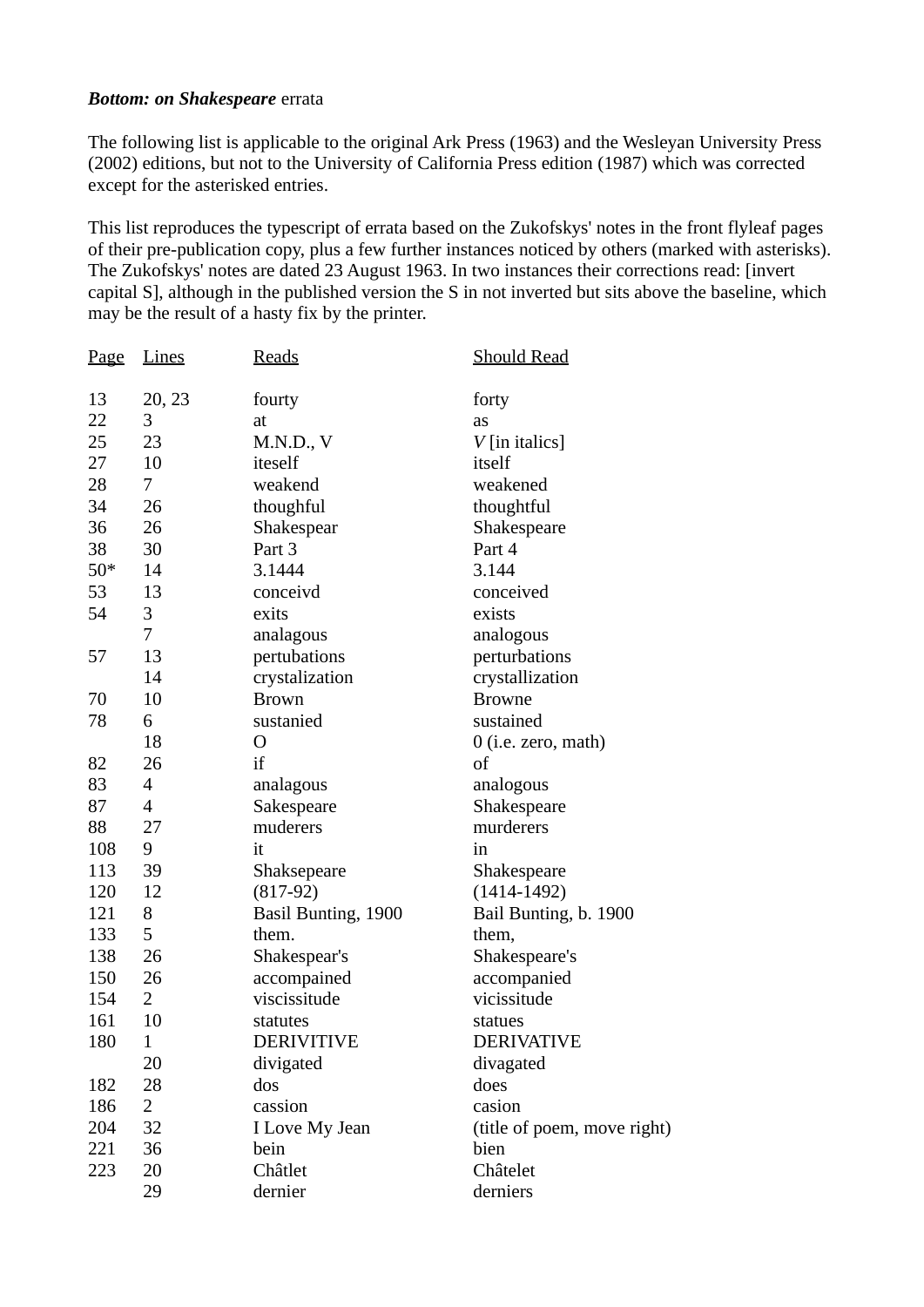***Bottom: on Shakespeare*** errata

The following list is applicable to the original Ark Press (1963) and the Wesleyan University Press (2002) editions, but not to the University of California Press edition (1987) which was corrected except for the asterisked entries.

This list reproduces the typescript of errata based on the Zukofskys' notes in the front flyleaf pages of their pre-publication copy, plus a few further instances noticed by others (marked with asterisks). The Zukofskys' notes are dated 23 August 1963. In two instances their corrections read: [invert capital S], although in the published version the S in not inverted but sits above the baseline, which may be the result of a hasty fix by the printer.

| Page | Lines | Reads | Should Read |
|---|---|---|---|
| 13 | 20, 23 | fourty | forty |
| 22 | 3 | at | as |
| 25 | 23 | M.N.D., V | *V* [in italics] |
| 27 | 10 | iteself | itself |
| 28 | 7 | weakend | weakened |
| 34 | 26 | thoughful | thoughtful |
| 36 | 26 | Shakespear | Shakespeare |
| 38 | 30 | Part 3 | Part 4 |
| 50* | 14 | 3.1444 | 3.144 |
| 53 | 13 | conceivd | conceived |
| 54 | 3 | exits | exists |
| | 7 | analagous | analogous |
| 57 | 13 | pertubations | perturbations |
| | 14 | crystalization | crystallization |
| 70 | 10 | Brown | Browne |
| 78 | 6 | sustanied | sustained |
| | 18 | O | 0 (i.e. zero, math) |
| 82 | 26 | if | of |
| 83 | 4 | analagous | analogous |
| 87 | 4 | Sakespeare | Shakespeare |
| 88 | 27 | muderers | murderers |
| 108 | 9 | it | in |
| 113 | 39 | Shaksepeare | Shakespeare |
| 120 | 12 | (817-92) | (1414-1492) |
| 121 | 8 | Basil Bunting, 1900 | Bail Bunting, b. 1900 |
| 133 | 5 | them. | them, |
| 138 | 26 | Shakespear's | Shakespeare's |
| 150 | 26 | accompained | accompanied |
| 154 | 2 | viscissitude | vicissitude |
| 161 | 10 | statutes | statues |
| 180 | 1 | DERIVITIVE | DERIVATIVE |
| | 20 | divigated | divagated |
| 182 | 28 | dos | does |
| 186 | 2 | cassion | casion |
| 204 | 32 | I Love My Jean | (title of poem, move right) |
| 221 | 36 | bein | bien |
| 223 | 20 | Châtlet | Châtelet |
| | 29 | dernier | derniers |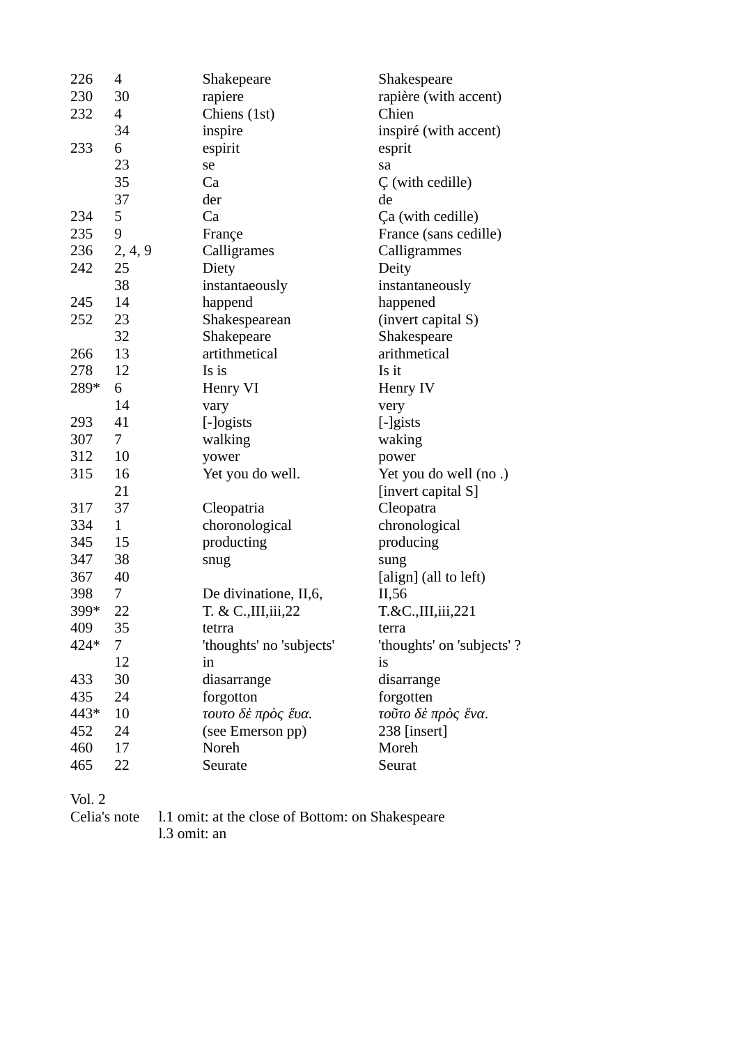| | | | |
|---|---|---|---|
| 226 | 4 | Shakepeare | Shakespeare |
| 230 | 30 | rapiere | rapière (with accent) |
| 232 | 4 | Chiens (1st) | Chien |
| | 34 | inspire | inspiré (with accent) |
| 233 | 6 | espirit | esprit |
| | 23 | se | sa |
| | 35 | Ca | Ç (with cedille) |
| | 37 | der | de |
| 234 | 5 | Ca | Ça (with cedille) |
| 235 | 9 | Françe | France (sans cedille) |
| 236 | 2, 4, 9 | Calligrames | Calligrammes |
| 242 | 25 | Diety | Deity |
| | 38 | instantaeously | instantaneously |
| 245 | 14 | happend | happened |
| 252 | 23 | Shakespearean | (invert capital S) |
| | 32 | Shakepeare | Shakespeare |
| 266 | 13 | artithmetical | arithmetical |
| 278 | 12 | Is is | Is it |
| 289* | 6 | Henry VI | Henry IV |
| | 14 | vary | very |
| 293 | 41 | [-]ogists | [-]gists |
| 307 | 7 | walking | waking |
| 312 | 10 | yower | power |
| 315 | 16 | Yet you do well. | Yet you do well (no .) |
| | 21 | | [invert capital S] |
| 317 | 37 | Cleopatria | Cleopatra |
| 334 | 1 | choronological | chronological |
| 345 | 15 | producting | producing |
| 347 | 38 | snug | sung |
| 367 | 40 | | [align] (all to left) |
| 398 | 7 | De divinatione, II,6, | II,56 |
| 399* | 22 | T. & C.,III,iii,22 | T.&C.,III,iii,221 |
| 409 | 35 | tetrra | terra |
| 424* | 7 | 'thoughts' no 'subjects' | 'thoughts' on 'subjects' ? |
| | 12 | in | is |
| 433 | 30 | diasarrange | disarrange |
| 435 | 24 | forgotton | forgotten |
| 443* | 10 | *τουτο δὲ πρὸς ἕυα.* | *τοῦτο δὲ πρὸς ἕνα.* |
| 452 | 24 | (see Emerson pp) | 238 [insert] |
| 460 | 17 | Noreh | Moreh |
| 465 | 22 | Seurate | Seurat |

Vol. 2

Celia's note l.1 omit: at the close of Bottom: on Shakespeare
l.3 omit: an